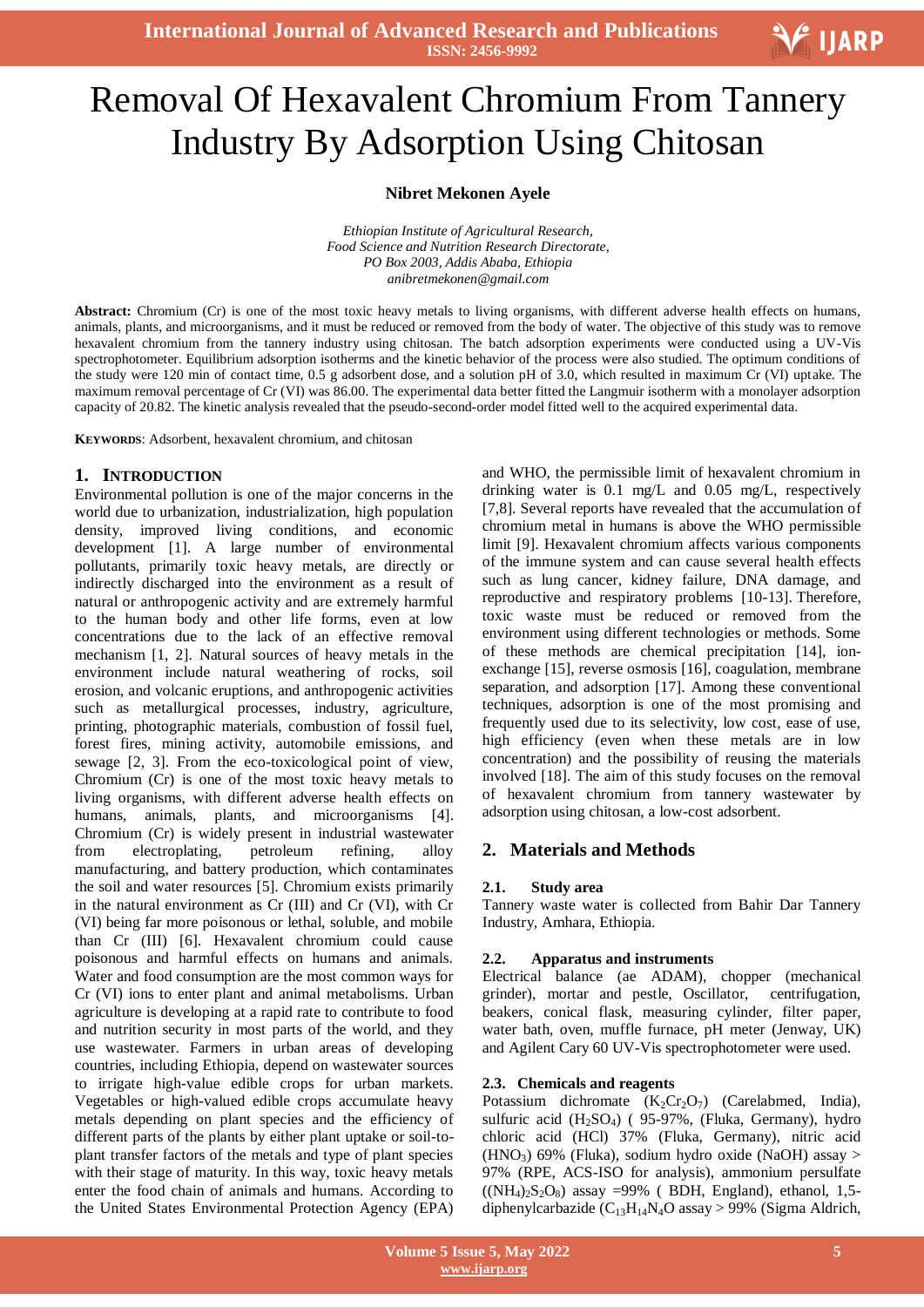# Removal Of Hexavalent Chromium From Tannery Industry By Adsorption Using Chitosan

**Nibret Mekonen Ayele**

*Ethiopian Institute of Agricultural Research,*
*Food Science and Nutrition Research Directorate,*
*PO Box 2003, Addis Ababa, Ethiopia*
*anibretmekonen@gmail.com*

**Abstract:** Chromium (Cr) is one of the most toxic heavy metals to living organisms, with different adverse health effects on humans, animals, plants, and microorganisms, and it must be reduced or removed from the body of water. The objective of this study was to remove hexavalent chromium from the tannery industry using chitosan. The batch adsorption experiments were conducted using a UV-Vis spectrophotometer. Equilibrium adsorption isotherms and the kinetic behavior of the process were also studied. The optimum conditions of the study were 120 min of contact time, 0.5 g adsorbent dose, and a solution pH of 3.0, which resulted in maximum Cr (VI) uptake. The maximum removal percentage of Cr (VI) was 86.00. The experimental data better fitted the Langmuir isotherm with a monolayer adsorption capacity of 20.82. The kinetic analysis revealed that the pseudo-second-order model fitted well to the acquired experimental data.

**KEYWORDS**: Adsorbent, hexavalent chromium, and chitosan

## 1. INTRODUCTION

Environmental pollution is one of the major concerns in the world due to urbanization, industrialization, high population density, improved living conditions, and economic development [1]. A large number of environmental pollutants, primarily toxic heavy metals, are directly or indirectly discharged into the environment as a result of natural or anthropogenic activity and are extremely harmful to the human body and other life forms, even at low concentrations due to the lack of an effective removal mechanism [1, 2]. Natural sources of heavy metals in the environment include natural weathering of rocks, soil erosion, and volcanic eruptions, and anthropogenic activities such as metallurgical processes, industry, agriculture, printing, photographic materials, combustion of fossil fuel, forest fires, mining activity, automobile emissions, and sewage [2, 3]. From the eco-toxicological point of view, Chromium (Cr) is one of the most toxic heavy metals to living organisms, with different adverse health effects on humans, animals, plants, and microorganisms [4]. Chromium (Cr) is widely present in industrial wastewater from electroplating, petroleum refining, alloy manufacturing, and battery production, which contaminates the soil and water resources [5]. Chromium exists primarily in the natural environment as Cr (III) and Cr (VI), with Cr (VI) being far more poisonous or lethal, soluble, and mobile than Cr (III) [6]. Hexavalent chromium could cause poisonous and harmful effects on humans and animals. Water and food consumption are the most common ways for Cr (VI) ions to enter plant and animal metabolisms. Urban agriculture is developing at a rapid rate to contribute to food and nutrition security in most parts of the world, and they use wastewater. Farmers in urban areas of developing countries, including Ethiopia, depend on wastewater sources to irrigate high-value edible crops for urban markets. Vegetables or high-valued edible crops accumulate heavy metals depending on plant species and the efficiency of different parts of the plants by either plant uptake or soil-to-plant transfer factors of the metals and type of plant species with their stage of maturity. In this way, toxic heavy metals enter the food chain of animals and humans. According to the United States Environmental Protection Agency (EPA) and WHO, the permissible limit of hexavalent chromium in drinking water is 0.1 mg/L and 0.05 mg/L, respectively [7,8]. Several reports have revealed that the accumulation of chromium metal in humans is above the WHO permissible limit [9]. Hexavalent chromium affects various components of the immune system and can cause several health effects such as lung cancer, kidney failure, DNA damage, and reproductive and respiratory problems [10-13]. Therefore, toxic waste must be reduced or removed from the environment using different technologies or methods. Some of these methods are chemical precipitation [14], ion-exchange [15], reverse osmosis [16], coagulation, membrane separation, and adsorption [17]. Among these conventional techniques, adsorption is one of the most promising and frequently used due to its selectivity, low cost, ease of use, high efficiency (even when these metals are in low concentration) and the possibility of reusing the materials involved [18]. The aim of this study focuses on the removal of hexavalent chromium from tannery wastewater by adsorption using chitosan, a low-cost adsorbent.

## 2. Materials and Methods

### 2.1. Study area

Tannery waste water is collected from Bahir Dar Tannery Industry, Amhara, Ethiopia.

### 2.2. Apparatus and instruments

Electrical balance (ae ADAM), chopper (mechanical grinder), mortar and pestle, Oscillator, centrifugation, beakers, conical flask, measuring cylinder, filter paper, water bath, oven, muffle furnace, pH meter (Jenway, UK) and Agilent Cary 60 UV-Vis spectrophotometer were used.

### 2.3. Chemicals and reagents

Potassium dichromate ($K_2Cr_2O_7$) (Carelabmed, India), sulfuric acid ($H_2SO_4$) ( 95-97%, (Fluka, Germany), hydro chloric acid (HCl) 37% (Fluka, Germany), nitric acid ($HNO_3$) 69% (Fluka), sodium hydro oxide (NaOH) assay > 97% (RPE, ACS-ISO for analysis), ammonium persulfate ($(NH_4)_2S_2O_8$) assay =99% ( BDH, England), ethanol, 1,5-diphenylcarbazide ($C_{13}H_{14}N_4O$ assay > 99% (Sigma Aldrich,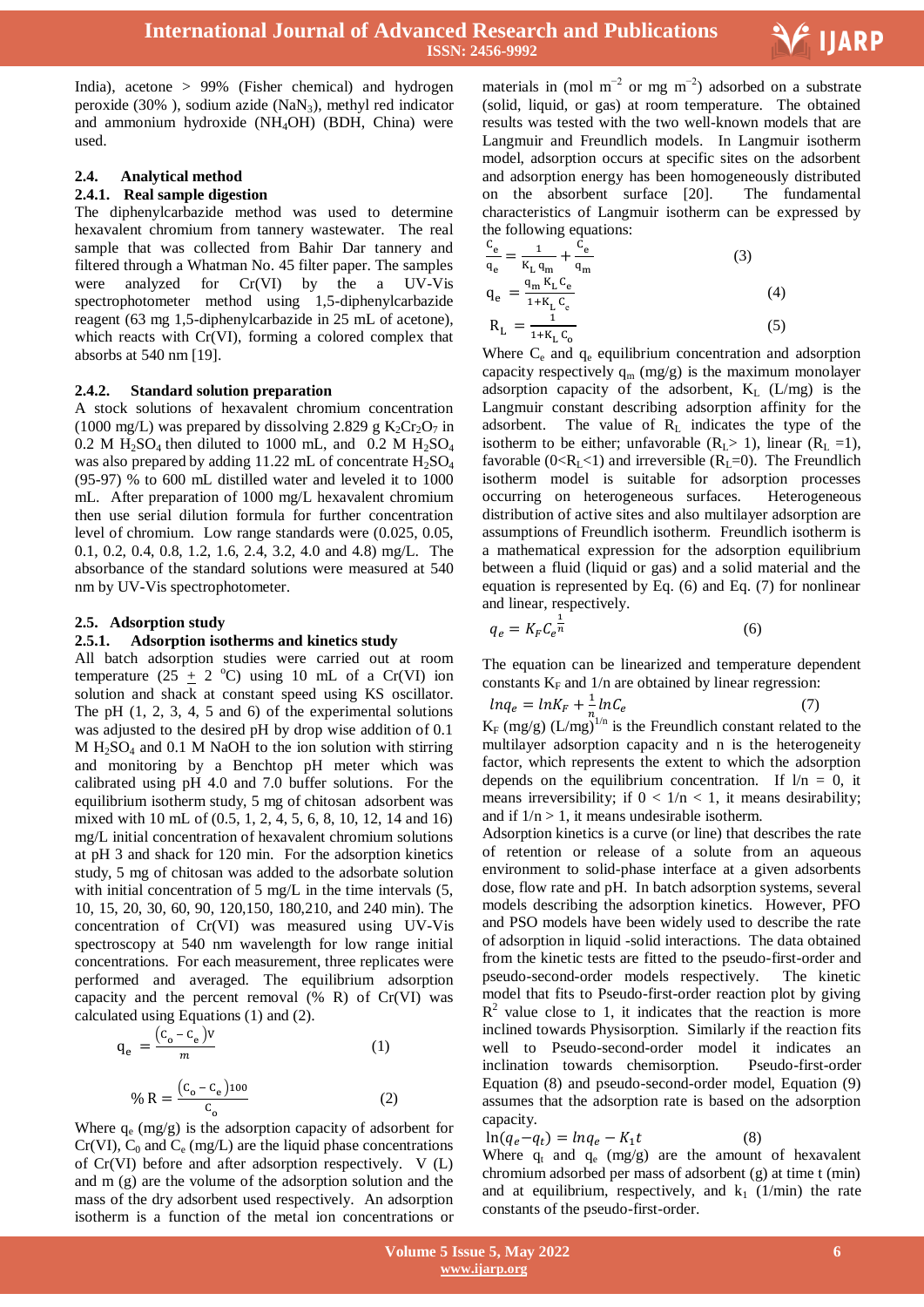India), acetone > 99% (Fisher chemical) and hydrogen peroxide (30% ), sodium azide ($NaN_3$), methyl red indicator and ammonium hydroxide ($NH_4OH$) (BDH, China) were used.

### 2.4. Analytical method

#### 2.4.1. Real sample digestion

The diphenylcarbazide method was used to determine hexavalent chromium from tannery wastewater. The real sample that was collected from Bahir Dar tannery and filtered through a Whatman No. 45 filter paper. The samples were analyzed for Cr(VI) by the a UV-Vis spectrophotometer method using 1,5-diphenylcarbazide reagent (63 mg 1,5-diphenylcarbazide in 25 mL of acetone), which reacts with Cr(VI), forming a colored complex that absorbs at 540 nm [19].

#### 2.4.2. Standard solution preparation

A stock solutions of hexavalent chromium concentration (1000 mg/L) was prepared by dissolving 2.829 g $K_2Cr_2O_7$ in 0.2 M $H_2SO_4$ then diluted to 1000 mL, and 0.2 M $H_2SO_4$ was also prepared by adding 11.22 mL of concentrate $H_2SO_4$ (95-97) % to 600 mL distilled water and leveled it to 1000 mL. After preparation of 1000 mg/L hexavalent chromium then use serial dilution formula for further concentration level of chromium. Low range standards were (0.025, 0.05, 0.1, 0.2, 0.4, 0.8, 1.2, 1.6, 2.4, 3.2, 4.0 and 4.8) mg/L. The absorbance of the standard solutions were measured at 540 nm by UV-Vis spectrophotometer.

### 2.5. Adsorption study

#### 2.5.1. Adsorption isotherms and kinetics study

All batch adsorption studies were carried out at room temperature (25 ± 2 °C) using 10 mL of a Cr(VI) ion solution and shack at constant speed using KS oscillator. The pH (1, 2, 3, 4, 5 and 6) of the experimental solutions was adjusted to the desired pH by drop wise addition of 0.1 M $H_2SO_4$ and 0.1 M NaOH to the ion solution with stirring and monitoring by a Benchtop pH meter which was calibrated using pH 4.0 and 7.0 buffer solutions. For the equilibrium isotherm study, 5 mg of chitosan adsorbent was mixed with 10 mL of (0.5, 1, 2, 4, 5, 6, 8, 10, 12, 14 and 16) mg/L initial concentration of hexavalent chromium solutions at pH 3 and shack for 120 min. For the adsorption kinetics study, 5 mg of chitosan was added to the adsorbate solution with initial concentration of 5 mg/L in the time intervals (5, 10, 15, 20, 30, 60, 90, 120,150, 180,210, and 240 min). The concentration of Cr(VI) was measured using UV-Vis spectroscopy at 540 nm wavelength for low range initial concentrations. For each measurement, three replicates were performed and averaged. The equilibrium adsorption capacity and the percent removal (% R) of Cr(VI) was calculated using Equations (1) and (2).

$$q_e = \frac{(C_o - C_e)V}{m} \qquad (1)$$

$$\%R = \frac{(C_o - C_e)100}{C_o} \qquad (2)$$

Where $q_e$ (mg/g) is the adsorption capacity of adsorbent for Cr(VI), $C_0$ and $C_e$ (mg/L) are the liquid phase concentrations of Cr(VI) before and after adsorption respectively. V (L) and m (g) are the volume of the adsorption solution and the mass of the dry adsorbent used respectively. An adsorption isotherm is a function of the metal ion concentrations or materials in (mol $m^{-2}$ or mg $m^{-2}$) adsorbed on a substrate (solid, liquid, or gas) at room temperature. The obtained results was tested with the two well-known models that are Langmuir and Freundlich models. In Langmuir isotherm model, adsorption occurs at specific sites on the adsorbent and adsorption energy has been homogeneously distributed on the absorbent surface [20]. The fundamental characteristics of Langmuir isotherm can be expressed by the following equations:

$$\frac{C_e}{q_e} = \frac{1}{K_L q_m} + \frac{C_e}{q_m} \qquad (3)$$

$$q_e = \frac{q_m K_L C_e}{1 + K_L C_e} \qquad (4)$$

$$R_L = \frac{1}{1 + K_L C_o} \qquad (5)$$

Where $C_e$ and $q_e$ equilibrium concentration and adsorption capacity respectively $q_m$ (mg/g) is the maximum monolayer adsorption capacity of the adsorbent, $K_L$ (L/mg) is the Langmuir constant describing adsorption affinity for the adsorbent. The value of $R_L$ indicates the type of the isotherm to be either; unfavorable ($R_L > 1$), linear ($R_L = 1$), favorable ($0 < R_L < 1$) and irreversible ($R_L = 0$). The Freundlich isotherm model is suitable for adsorption processes occurring on heterogeneous surfaces. Heterogeneous distribution of active sites and also multilayer adsorption are assumptions of Freundlich isotherm. Freundlich isotherm is a mathematical expression for the adsorption equilibrium between a fluid (liquid or gas) and a solid material and the equation is represented by Eq. (6) and Eq. (7) for nonlinear and linear, respectively.

$$q_e = K_F C_e^{\frac{1}{n}} \qquad (6)$$

The equation can be linearized and temperature dependent constants $K_F$ and 1/n are obtained by linear regression:

$$\ln q_e = \ln K_F + \frac{1}{n} \ln C_e \qquad (7)$$

$K_F$ (mg/g) $(L/mg)^{1/n}$ is the Freundlich constant related to the multilayer adsorption capacity and n is the heterogeneity factor, which represents the extent to which the adsorption depends on the equilibrium concentration. If $1/n = 0$, it means irreversibility; if $0 < 1/n < 1$, it means desirability; and if $1/n > 1$, it means undesirable isotherm.

Adsorption kinetics is a curve (or line) that describes the rate of retention or release of a solute from an aqueous environment to solid-phase interface at a given adsorbents dose, flow rate and pH. In batch adsorption systems, several models describing the adsorption kinetics. However, PFO and PSO models have been widely used to describe the rate of adsorption in liquid -solid interactions. The data obtained from the kinetic tests are fitted to the pseudo-first-order and pseudo-second-order models respectively. The kinetic model that fits to Pseudo-first-order reaction plot by giving $R^2$ value close to 1, it indicates that the reaction is more inclined towards Physisorption. Similarly if the reaction fits well to Pseudo-second-order model it indicates an inclination towards chemisorption. Pseudo-first-order Equation (8) and pseudo-second-order model, Equation (9) assumes that the adsorption rate is based on the adsorption capacity.

$$\ln(q_e - q_t) = \ln q_e - K_1 t \qquad (8)$$

Where $q_t$ and $q_e$ (mg/g) are the amount of hexavalent chromium adsorbed per mass of adsorbent (g) at time t (min) and at equilibrium, respectively, and $k_1$ (1/min) the rate constants of the pseudo-first-order.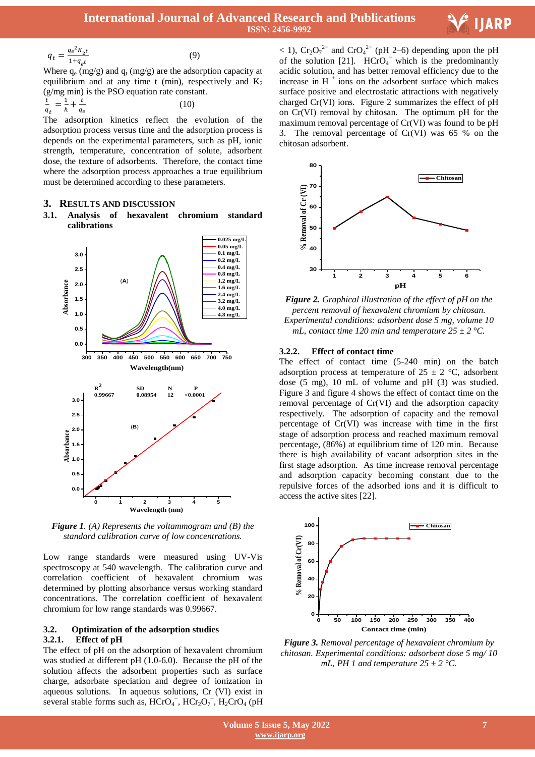$$q_t = \frac{q_e^2 K_2 t}{1+q_e t} \quad (9)$$

Where $q_e$ (mg/g) and $q_t$ (mg/g) are the adsorption capacity at equilibrium and at any time t (min), respectively and $K_2$ (g/mg min) is the PSO equation rate constant.

$$\frac{t}{q_t} = \frac{1}{h} + \frac{t}{q_e} \quad (10)$$

The adsorption kinetics reflect the evolution of the adsorption process versus time and the adsorption process is depends on the experimental parameters, such as pH, ionic strength, temperature, concentration of solute, adsorbent dose, the texture of adsorbents. Therefore, the contact time where the adsorption process approaches a true equilibrium must be determined according to these parameters.

## 3. Results and Discussion

### 3.1. Analysis of hexavalent chromium standard calibrations

*Figure 1. (A) Represents the voltammogram and (B) the standard calibration curve of low concentrations.*

Low range standards were measured using UV-Vis spectroscopy at 540 wavelength. The calibration curve and correlation coefficient of hexavalent chromium was determined by plotting absorbance versus working standard concentrations. The correlation coefficient of hexavalent chromium for low range standards was 0.99667.

### 3.2. Optimization of the adsorption studies

#### 3.2.1. Effect of pH

The effect of pH on the adsorption of hexavalent chromium was studied at different pH (1.0-6.0). Because the pH of the solution affects the adsorbent properties such as surface charge, adsorbate speciation and degree of ionization in aqueous solutions. In aqueous solutions, Cr (VI) exist in several stable forms such as, $HCrO_4^-$, $HCr_2O_7^-$, $H_2CrO_4$ (pH < 1), $Cr_2O_7^{2-}$ and $CrO_4^{2-}$ (pH 2–6) depending upon the pH of the solution [21]. $HCrO_4^-$ which is the predominantly acidic solution, and has better removal efficiency due to the increase in $H^+$ ions on the adsorbent surface which makes surface positive and electrostatic attractions with negatively charged Cr(VI) ions. Figure 2 summarizes the effect of pH on Cr(VI) removal by chitosan. The optimum pH for the maximum removal percentage of Cr(VI) was found to be pH 3. The removal percentage of Cr(VI) was 65 % on the chitosan adsorbent.

*Figure 2. Graphical illustration of the effect of pH on the percent removal of hexavalent chromium by chitosan. Experimental conditions: adsorbent dose 5 mg, volume 10 mL, contact time 120 min and temperature 25 ± 2 °C.*

#### 3.2.2. Effect of contact time

The effect of contact time (5-240 min) on the batch adsorption process at temperature of 25 ± 2 °C, adsorbent dose (5 mg), 10 mL of volume and pH (3) was studied. Figure 3 and figure 4 shows the effect of contact time on the removal percentage of Cr(VI) and the adsorption capacity respectively. The adsorption of capacity and the removal percentage of Cr(VI) was increase with time in the first stage of adsorption process and reached maximum removal percentage, (86%) at equilibrium time of 120 min. Because there is high availability of vacant adsorption sites in the first stage adsorption. As time increase removal percentage and adsorption capacity becoming constant due to the repulsive forces of the adsorbed ions and it is difficult to access the active sites [22].

*Figure 3. Removal percentage of hexavalent chromium by chitosan. Experimental conditions: adsorbent dose 5 mg/ 10 mL, PH 1 and temperature 25 ± 2 °C.*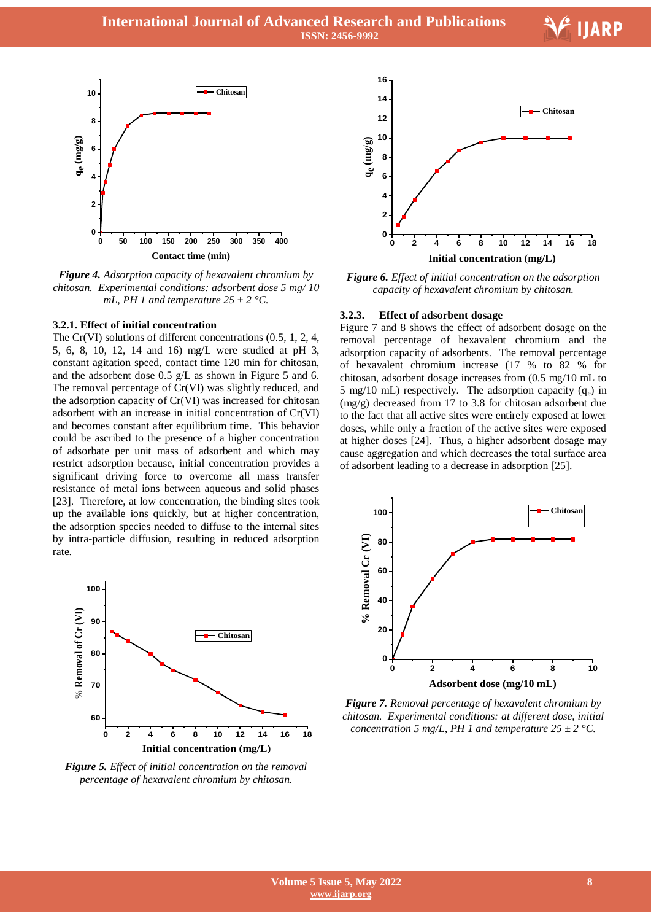*Figure 4. Adsorption capacity of hexavalent chromium by chitosan. Experimental conditions: adsorbent dose 5 mg/ 10 mL, PH 1 and temperature 25 ± 2 °C.*

### 3.2.1. Effect of initial concentration

The Cr(VI) solutions of different concentrations (0.5, 1, 2, 4, 5, 6, 8, 10, 12, 14 and 16) mg/L were studied at pH 3, constant agitation speed, contact time 120 min for chitosan, and the adsorbent dose 0.5 g/L as shown in Figure 5 and 6. The removal percentage of Cr(VI) was slightly reduced, and the adsorption capacity of Cr(VI) was increased for chitosan adsorbent with an increase in initial concentration of Cr(VI) and becomes constant after equilibrium time. This behavior could be ascribed to the presence of a higher concentration of adsorbate per unit mass of adsorbent and which may restrict adsorption because, initial concentration provides a significant driving force to overcome all mass transfer resistance of metal ions between aqueous and solid phases [23]. Therefore, at low concentration, the binding sites took up the available ions quickly, but at higher concentration, the adsorption species needed to diffuse to the internal sites by intra-particle diffusion, resulting in reduced adsorption rate.

*Figure 5. Effect of initial concentration on the removal percentage of hexavalent chromium by chitosan.*

*Figure 6. Effect of initial concentration on the adsorption capacity of hexavalent chromium by chitosan.*

### 3.2.3. Effect of adsorbent dosage

Figure 7 and 8 shows the effect of adsorbent dosage on the removal percentage of hexavalent chromium and the adsorption capacity of adsorbents. The removal percentage of hexavalent chromium increase (17 % to 82 % for chitosan, adsorbent dosage increases from (0.5 mg/10 mL to 5 mg/10 mL) respectively. The adsorption capacity ($q_e$) in (mg/g) decreased from 17 to 3.8 for chitosan adsorbent due to the fact that all active sites were entirely exposed at lower doses, while only a fraction of the active sites were exposed at higher doses [24]. Thus, a higher adsorbent dosage may cause aggregation and which decreases the total surface area of adsorbent leading to a decrease in adsorption [25].

*Figure 7. Removal percentage of hexavalent chromium by chitosan. Experimental conditions: at different dose, initial concentration 5 mg/L, PH 1 and temperature 25 ± 2 °C.*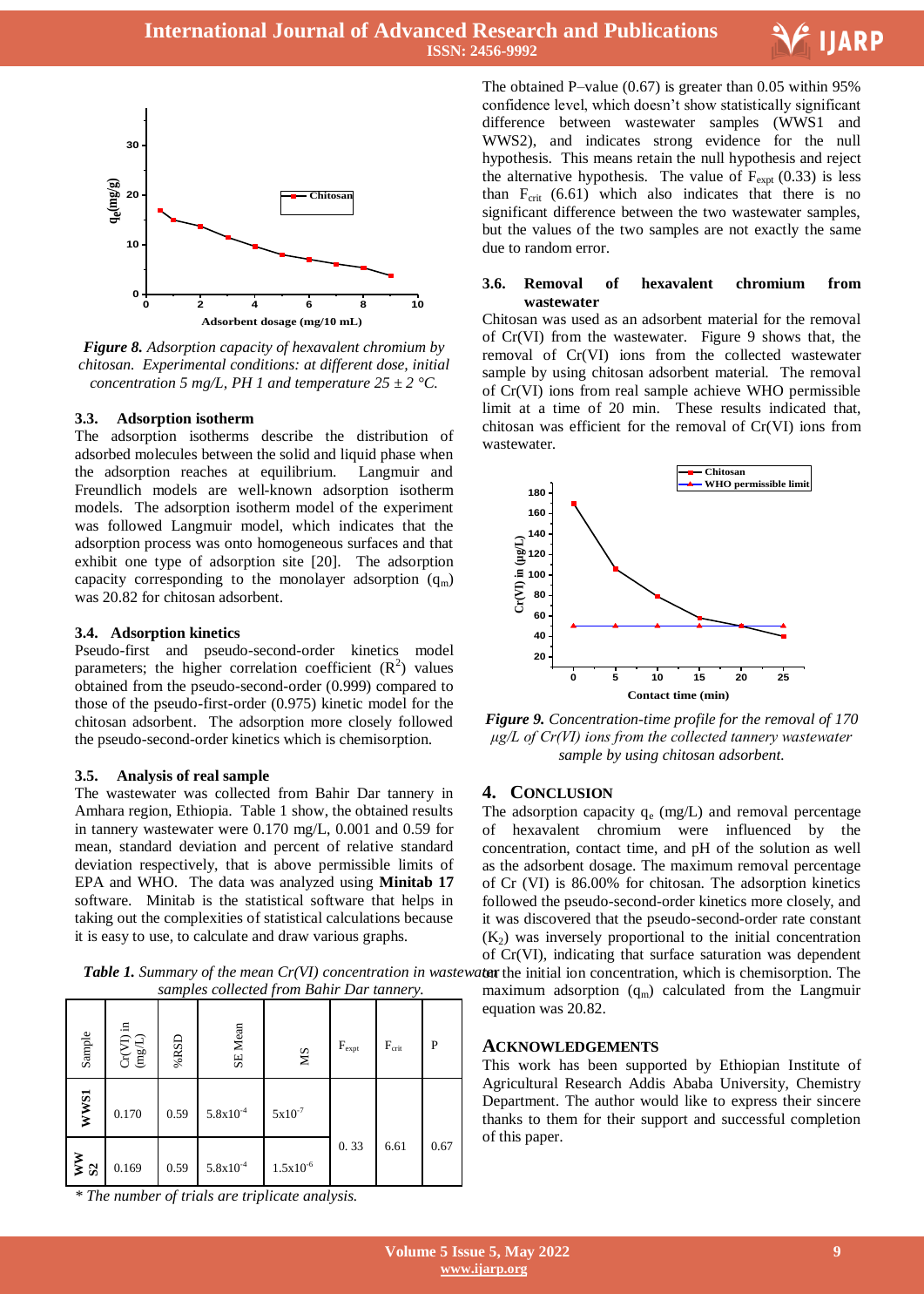*Figure 8. Adsorption capacity of hexavalent chromium by chitosan. Experimental conditions: at different dose, initial concentration 5 mg/L, PH 1 and temperature 25 ± 2 °C.*

### 3.3. Adsorption isotherm

The adsorption isotherms describe the distribution of adsorbed molecules between the solid and liquid phase when the adsorption reaches at equilibrium. Langmuir and Freundlich models are well-known adsorption isotherm models. The adsorption isotherm model of the experiment was followed Langmuir model, which indicates that the adsorption process was onto homogeneous surfaces and that exhibit one type of adsorption site [20]. The adsorption capacity corresponding to the monolayer adsorption ($q_m$) was 20.82 for chitosan adsorbent.

### 3.4. Adsorption kinetics

Pseudo-first and pseudo-second-order kinetics model parameters; the higher correlation coefficient ($R^2$) values obtained from the pseudo-second-order (0.999) compared to those of the pseudo-first-order (0.975) kinetic model for the chitosan adsorbent. The adsorption more closely followed the pseudo-second-order kinetics which is chemisorption.

### 3.5. Analysis of real sample

The wastewater was collected from Bahir Dar tannery in Amhara region, Ethiopia. Table 1 show, the obtained results in tannery wastewater were 0.170 mg/L, 0.001 and 0.59 for mean, standard deviation and percent of relative standard deviation respectively, that is above permissible limits of EPA and WHO. The data was analyzed using **Minitab 17** software. Minitab is the statistical software that helps in taking out the complexities of statistical calculations because it is easy to use, to calculate and draw various graphs.

***Table 1.*** *Summary of the mean Cr(VI) concentration in wastewater samples collected from Bahir Dar tannery.*

| Sample | Cr(VI) in (mg/L) | %RSD | SE Mean | MS | $F_{expt}$ | $F_{crit}$ | P |
|---|---|---|---|---|---|---|---|
| WWS1 | 0.170 | 0.59 | $5.8x10^{-4}$ | $5x10^{-7}$ | 0. 33 | 6.61 | 0.67 |
| WWS2 | 0.169 | 0.59 | $5.8x10^{-4}$ | $1.5x10^{-6}$ | | | |

*\* The number of trials are triplicate analysis.*

The obtained P–value (0.67) is greater than 0.05 within 95% confidence level, which doesn't show statistically significant difference between wastewater samples (WWS1 and WWS2), and indicates strong evidence for the null hypothesis. This means retain the null hypothesis and reject the alternative hypothesis. The value of $F_{expt}$ (0.33) is less than $F_{crit}$ (6.61) which also indicates that there is no significant difference between the two wastewater samples, but the values of the two samples are not exactly the same due to random error.

### 3.6. Removal of hexavalent chromium from wastewater

Chitosan was used as an adsorbent material for the removal of Cr(VI) from the wastewater. Figure 9 shows that, the removal of Cr(VI) ions from the collected wastewater sample by using chitosan adsorbent material. The removal of Cr(VI) ions from real sample achieve WHO permissible limit at a time of 20 min. These results indicated that, chitosan was efficient for the removal of Cr(VI) ions from wastewater.

*Figure 9. Concentration-time profile for the removal of 170 µg/L of Cr(VI) ions from the collected tannery wastewater sample by using chitosan adsorbent.*

## 4. Conclusion

The adsorption capacity $q_e$ (mg/L) and removal percentage of hexavalent chromium were influenced by the concentration, contact time, and pH of the solution as well as the adsorbent dosage. The maximum removal percentage of Cr (VI) is 86.00% for chitosan. The adsorption kinetics followed the pseudo-second-order kinetics more closely, and it was discovered that the pseudo-second-order rate constant ($K_2$) was inversely proportional to the initial concentration of Cr(VI), indicating that surface saturation was dependent on the initial ion concentration, which is chemisorption. The maximum adsorption ($q_m$) calculated from the Langmuir equation was 20.82.

## Acknowledgements

This work has been supported by Ethiopian Institute of Agricultural Research Addis Ababa University, Chemistry Department. The author would like to express their sincere thanks to them for their support and successful completion of this paper.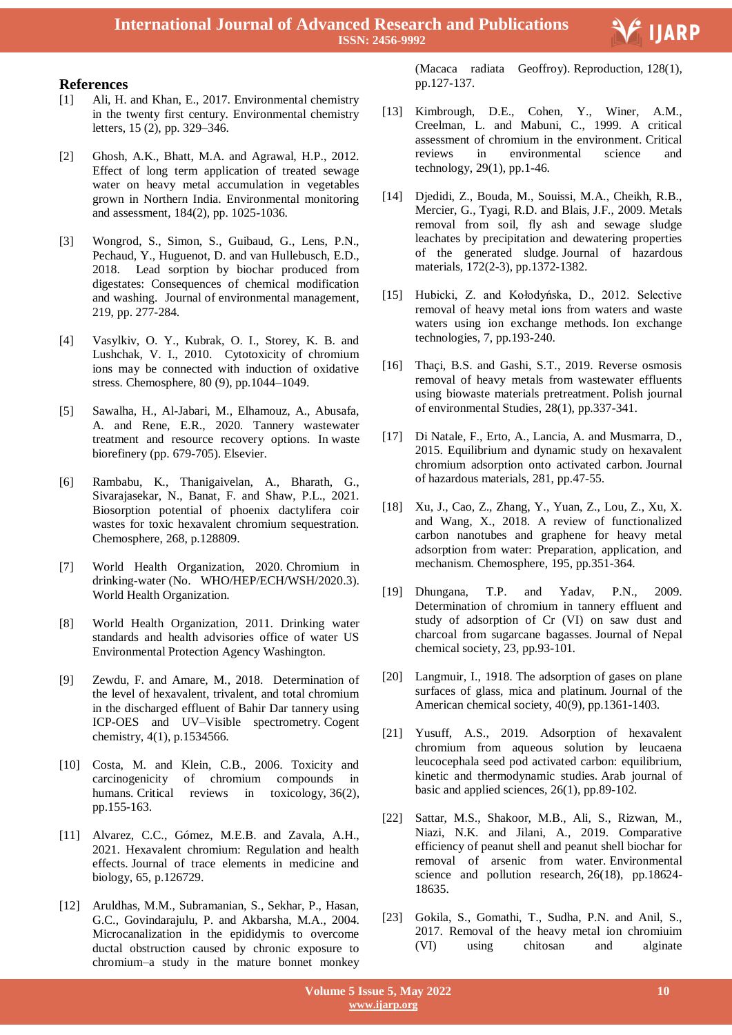## References

[1] Ali, H. and Khan, E., 2017. Environmental chemistry in the twenty first century. Environmental chemistry letters, 15 (2), pp. 329–346.

[2] Ghosh, A.K., Bhatt, M.A. and Agrawal, H.P., 2012. Effect of long term application of treated sewage water on heavy metal accumulation in vegetables grown in Northern India. Environmental monitoring and assessment, 184(2), pp. 1025-1036.

[3] Wongrod, S., Simon, S., Guibaud, G., Lens, P.N., Pechaud, Y., Huguenot, D. and van Hullebusch, E.D., 2018. Lead sorption by biochar produced from digestates: Consequences of chemical modification and washing. Journal of environmental management, 219, pp. 277-284.

[4] Vasylkiv, O. Y., Kubrak, O. I., Storey, K. B. and Lushchak, V. I., 2010. Cytotoxicity of chromium ions may be connected with induction of oxidative stress. Chemosphere, 80 (9), pp.1044–1049.

[5] Sawalha, H., Al-Jabari, M., Elhamouz, A., Abusafa, A. and Rene, E.R., 2020. Tannery wastewater treatment and resource recovery options. In waste biorefinery (pp. 679-705). Elsevier.

[6] Rambabu, K., Thanigaivelan, A., Bharath, G., Sivarajasekar, N., Banat, F. and Shaw, P.L., 2021. Biosorption potential of phoenix dactylifera coir wastes for toxic hexavalent chromium sequestration. Chemosphere, 268, p.128809.

[7] World Health Organization, 2020. Chromium in drinking-water (No. WHO/HEP/ECH/WSH/2020.3). World Health Organization.

[8] World Health Organization, 2011. Drinking water standards and health advisories office of water US Environmental Protection Agency Washington.

[9] Zewdu, F. and Amare, M., 2018. Determination of the level of hexavalent, trivalent, and total chromium in the discharged effluent of Bahir Dar tannery using ICP-OES and UV–Visible spectrometry. Cogent chemistry, 4(1), p.1534566.

[10] Costa, M. and Klein, C.B., 2006. Toxicity and carcinogenicity of chromium compounds in humans. Critical reviews in toxicology, 36(2), pp.155-163.

[11] Alvarez, C.C., Gómez, M.E.B. and Zavala, A.H., 2021. Hexavalent chromium: Regulation and health effects. Journal of trace elements in medicine and biology, 65, p.126729.

[12] Aruldhas, M.M., Subramanian, S., Sekhar, P., Hasan, G.C., Govindarajulu, P. and Akbarsha, M.A., 2004. Microcanalization in the epididymis to overcome ductal obstruction caused by chronic exposure to chromium–a study in the mature bonnet monkey (Macaca radiata Geoffroy). Reproduction, 128(1), pp.127-137.

[13] Kimbrough, D.E., Cohen, Y., Winer, A.M., Creelman, L. and Mabuni, C., 1999. A critical assessment of chromium in the environment. Critical reviews in environmental science and technology, 29(1), pp.1-46.

[14] Djedidi, Z., Bouda, M., Souissi, M.A., Cheikh, R.B., Mercier, G., Tyagi, R.D. and Blais, J.F., 2009. Metals removal from soil, fly ash and sewage sludge leachates by precipitation and dewatering properties of the generated sludge. Journal of hazardous materials, 172(2-3), pp.1372-1382.

[15] Hubicki, Z. and Kołodyńska, D., 2012. Selective removal of heavy metal ions from waters and waste waters using ion exchange methods. Ion exchange technologies, 7, pp.193-240.

[16] Thaçi, B.S. and Gashi, S.T., 2019. Reverse osmosis removal of heavy metals from wastewater effluents using biowaste materials pretreatment. Polish journal of environmental Studies, 28(1), pp.337-341.

[17] Di Natale, F., Erto, A., Lancia, A. and Musmarra, D., 2015. Equilibrium and dynamic study on hexavalent chromium adsorption onto activated carbon. Journal of hazardous materials, 281, pp.47-55.

[18] Xu, J., Cao, Z., Zhang, Y., Yuan, Z., Lou, Z., Xu, X. and Wang, X., 2018. A review of functionalized carbon nanotubes and graphene for heavy metal adsorption from water: Preparation, application, and mechanism. Chemosphere, 195, pp.351-364.

[19] Dhungana, T.P. and Yadav, P.N., 2009. Determination of chromium in tannery effluent and study of adsorption of Cr (VI) on saw dust and charcoal from sugarcane bagasses. Journal of Nepal chemical society, 23, pp.93-101.

[20] Langmuir, I., 1918. The adsorption of gases on plane surfaces of glass, mica and platinum. Journal of the American chemical society, 40(9), pp.1361-1403.

[21] Yusuff, A.S., 2019. Adsorption of hexavalent chromium from aqueous solution by leucaena leucocephala seed pod activated carbon: equilibrium, kinetic and thermodynamic studies. Arab journal of basic and applied sciences, 26(1), pp.89-102.

[22] Sattar, M.S., Shakoor, M.B., Ali, S., Rizwan, M., Niazi, N.K. and Jilani, A., 2019. Comparative efficiency of peanut shell and peanut shell biochar for removal of arsenic from water. Environmental science and pollution research, 26(18), pp.18624-18635.

[23] Gokila, S., Gomathi, T., Sudha, P.N. and Anil, S., 2017. Removal of the heavy metal ion chromiuim (VI) using chitosan and alginate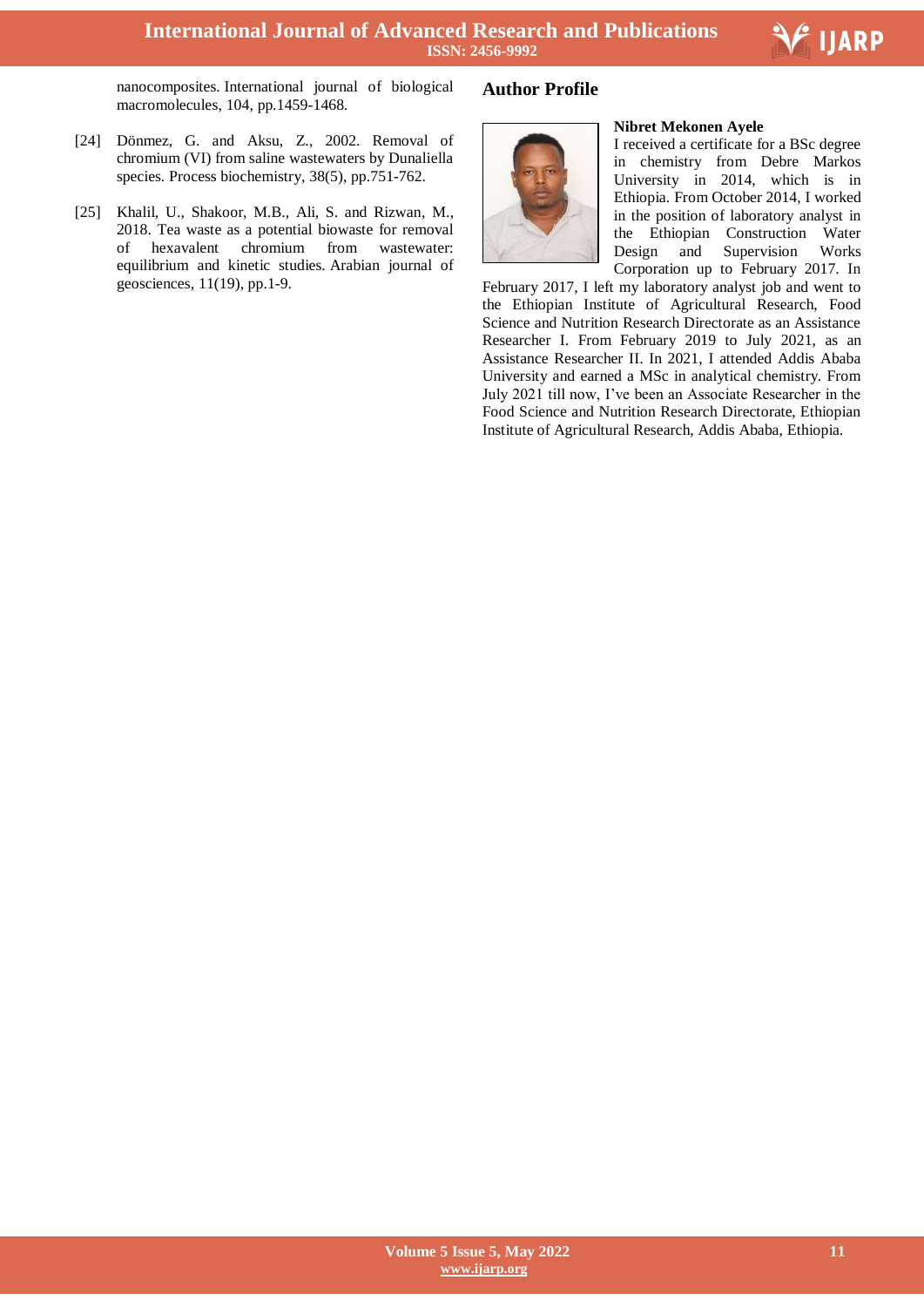nanocomposites. International journal of biological macromolecules, 104, pp.1459-1468.

[24] Dönmez, G. and Aksu, Z., 2002. Removal of chromium (VI) from saline wastewaters by Dunaliella species. Process biochemistry, 38(5), pp.751-762.

[25] Khalil, U., Shakoor, M.B., Ali, S. and Rizwan, M., 2018. Tea waste as a potential biowaste for removal of hexavalent chromium from wastewater: equilibrium and kinetic studies. Arabian journal of geosciences, 11(19), pp.1-9.

## Author Profile

**Nibret Mekonen Ayele**

I received a certificate for a BSc degree in chemistry from Debre Markos University in 2014, which is in Ethiopia. From October 2014, I worked in the position of laboratory analyst in the Ethiopian Construction Water Design and Supervision Works Corporation up to February 2017. In February 2017, I left my laboratory analyst job and went to the Ethiopian Institute of Agricultural Research, Food Science and Nutrition Research Directorate as an Assistance Researcher I. From February 2019 to July 2021, as an Assistance Researcher II. In 2021, I attended Addis Ababa University and earned a MSc in analytical chemistry. From July 2021 till now, I've been an Associate Researcher in the Food Science and Nutrition Research Directorate, Ethiopian Institute of Agricultural Research, Addis Ababa, Ethiopia.